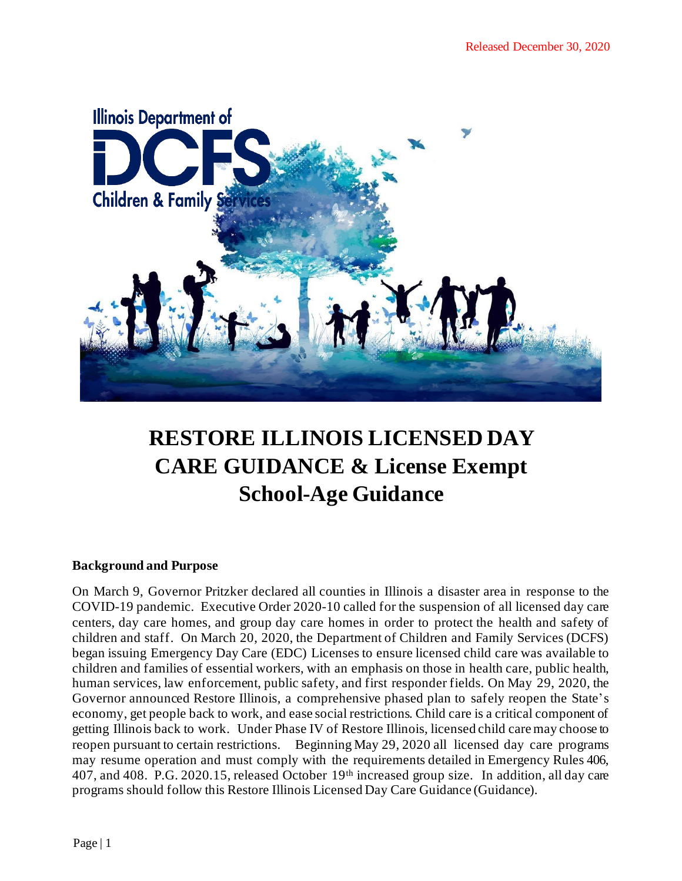Released December 30, 2020

# RESTORE ILLINOIS LICENSED DAY CARE GUIDANCE & License Exempt School-Age Guidance

**Background and Purpose**

On March 9, Governor Pritzker declared all counties in Illinois a disaster area in response to the COVID-19 pandemic. Executive Order 2020-10 called for the suspension of all licensed day care centers, day care homes, and group day care homes in order to protect the health and safety of children and staff. On March 20, 2020, the Department of Children and Family Services (DCFS) began issuing Emergency Day Care (EDC) Licenses to ensure licensed child care was available to children and families of essential workers, with an emphasis on those in health care, public health, human services, law enforcement, public safety, and first responder fields. On May 29, 2020, the Governor announced Restore Illinois, a comprehensive phased plan to safely reopen the State's economy, get people back to work, and ease social restrictions. Child care is a critical component of getting Illinois back to work. Under Phase IV of Restore Illinois, licensed child care may choose to reopen pursuant to certain restrictions. Beginning May 29, 2020 all licensed day care programs may resume operation and must comply with the requirements detailed in Emergency Rules 406, 407, and 408. P.G. 2020.15, released October 19th increased group size. In addition, all day care programs should follow this Restore Illinois Licensed Day Care Guidance (Guidance).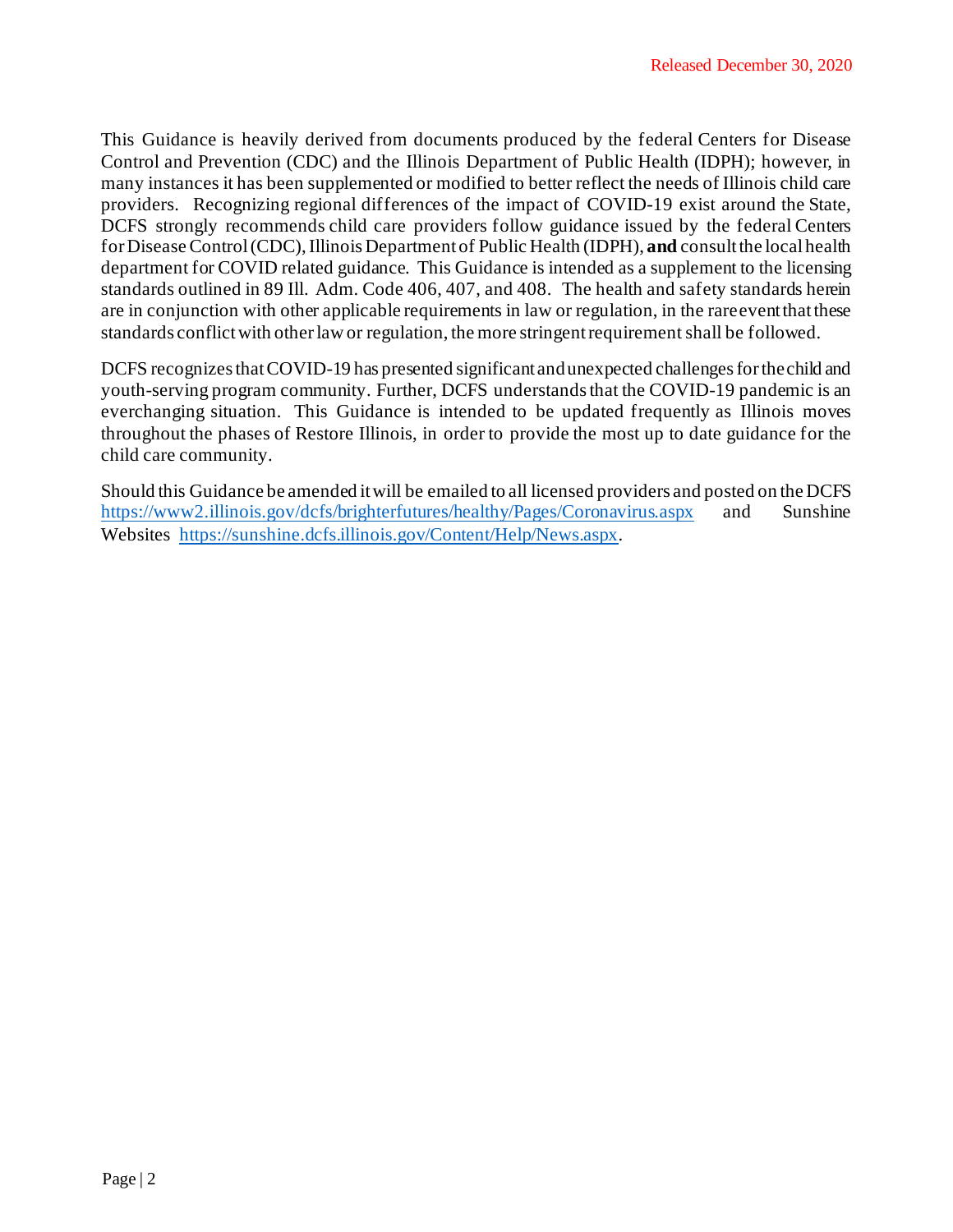Released December 30, 2020

This Guidance is heavily derived from documents produced by the federal Centers for Disease Control and Prevention (CDC) and the Illinois Department of Public Health (IDPH); however, in many instances it has been supplemented or modified to better reflect the needs of Illinois child care providers. Recognizing regional differences of the impact of COVID-19 exist around the State, DCFS strongly recommends child care providers follow guidance issued by the federal Centers for Disease Control (CDC), Illinois Department of Public Health (IDPH), **and** consult the local health department for COVID related guidance. This Guidance is intended as a supplement to the licensing standards outlined in 89 Ill. Adm. Code 406, 407, and 408. The health and safety standards herein are in conjunction with other applicable requirements in law or regulation, in the rare event that these standards conflict with other law or regulation, the more stringent requirement shall be followed.

DCFS recognizes that COVID-19 has presented significant and unexpected challenges for the child and youth-serving program community. Further, DCFS understands that the COVID-19 pandemic is an everchanging situation. This Guidance is intended to be updated frequently as Illinois moves throughout the phases of Restore Illinois, in order to provide the most up to date guidance for the child care community.

Should this Guidance be amended it will be emailed to all licensed providers and posted on the DCFS https://www2.illinois.gov/dcfs/brighterfutures/healthy/Pages/Coronavirus.aspx and Sunshine Websites https://sunshine.dcfs.illinois.gov/Content/Help/News.aspx.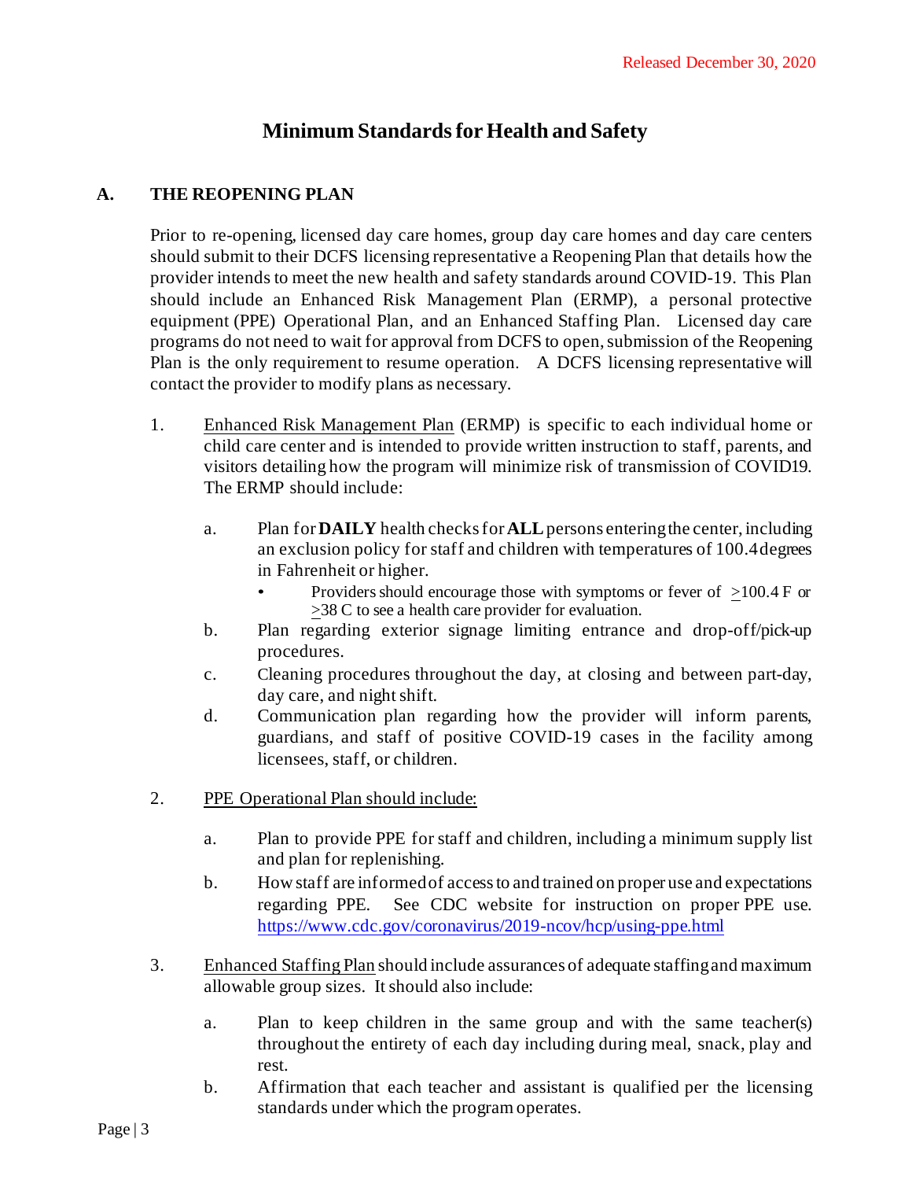Released December 30, 2020

# Minimum Standards for Health and Safety

## A. THE REOPENING PLAN

Prior to re-opening, licensed day care homes, group day care homes and day care centers should submit to their DCFS licensing representative a Reopening Plan that details how the provider intends to meet the new health and safety standards around COVID-19. This Plan should include an Enhanced Risk Management Plan (ERMP), a personal protective equipment (PPE) Operational Plan, and an Enhanced Staffing Plan. Licensed day care programs do not need to wait for approval from DCFS to open, submission of the Reopening Plan is the only requirement to resume operation. A DCFS licensing representative will contact the provider to modify plans as necessary.

1. <u>Enhanced Risk Management Plan</u> (ERMP) is specific to each individual home or child care center and is intended to provide written instruction to staff, parents, and visitors detailing how the program will minimize risk of transmission of COVID19. The ERMP should include:

   a. Plan for **DAILY** health checks for **ALL** persons entering the center, including an exclusion policy for staff and children with temperatures of 100.4 degrees in Fahrenheit or higher.
      - Providers should encourage those with symptoms or fever of $\geq$100.4 F or $\geq$38 C to see a health care provider for evaluation.

   b. Plan regarding exterior signage limiting entrance and drop-off/pick-up procedures.

   c. Cleaning procedures throughout the day, at closing and between part-day, day care, and night shift.

   d. Communication plan regarding how the provider will inform parents, guardians, and staff of positive COVID-19 cases in the facility among licensees, staff, or children.

2. <u>PPE Operational Plan should include:</u>

   a. Plan to provide PPE for staff and children, including a minimum supply list and plan for replenishing.

   b. How staff are informed of access to and trained on proper use and expectations regarding PPE. See CDC website for instruction on proper PPE use. https://www.cdc.gov/coronavirus/2019-ncov/hcp/using-ppe.html

3. <u>Enhanced Staffing Plan</u> should include assurances of adequate staffing and maximum allowable group sizes. It should also include:

   a. Plan to keep children in the same group and with the same teacher(s) throughout the entirety of each day including during meal, snack, play and rest.

   b. Affirmation that each teacher and assistant is qualified per the licensing standards under which the program operates.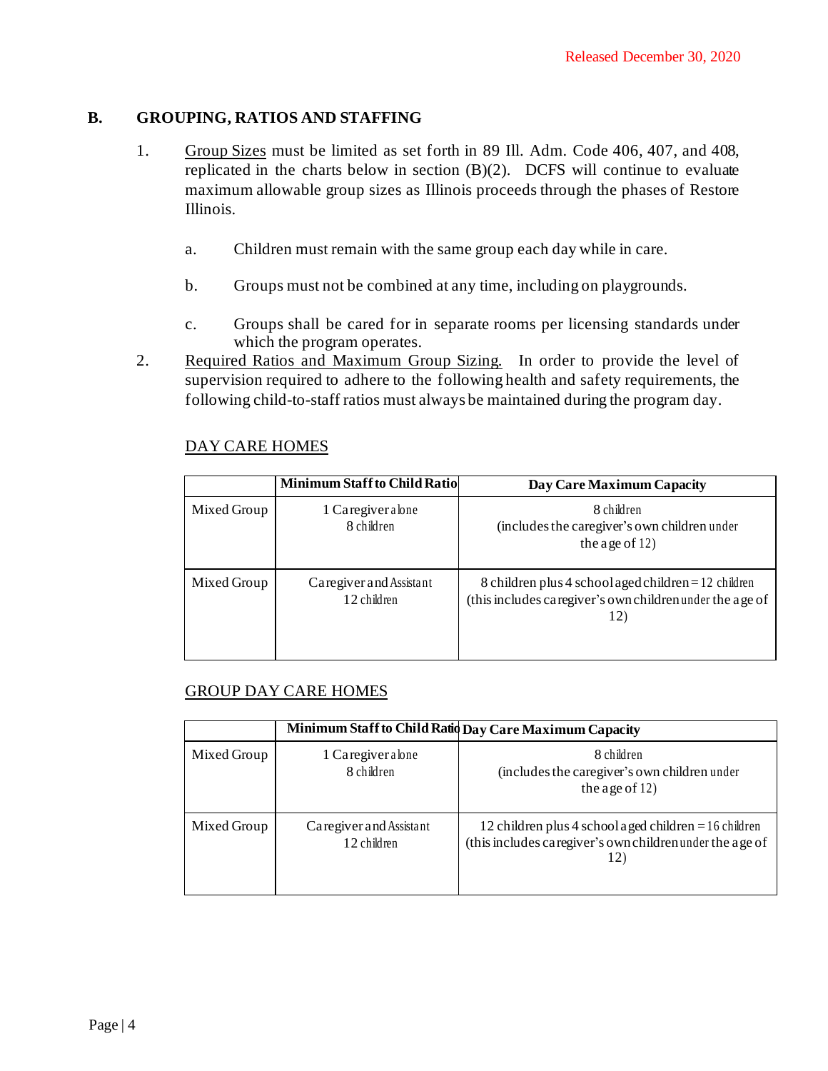Released December 30, 2020

## B. GROUPING, RATIOS AND STAFFING

1. Group Sizes must be limited as set forth in 89 Ill. Adm. Code 406, 407, and 408, replicated in the charts below in section (B)(2). DCFS will continue to evaluate maximum allowable group sizes as Illinois proceeds through the phases of Restore Illinois.

   a. Children must remain with the same group each day while in care.

   b. Groups must not be combined at any time, including on playgrounds.

   c. Groups shall be cared for in separate rooms per licensing standards under which the program operates.

2. Required Ratios and Maximum Group Sizing. In order to provide the level of supervision required to adhere to the following health and safety requirements, the following child-to-staff ratios must always be maintained during the program day.

DAY CARE HOMES

| | Minimum Staff to Child Ratio | Day Care Maximum Capacity |
|---|---|---|
| Mixed Group | 1 Caregiver alone<br>8 children | 8 children<br>(includes the caregiver's own children under the age of 12) |
| Mixed Group | Caregiver and Assistant<br>12 children | 8 children plus 4 school aged children = 12 children<br>(this includes caregiver's own children under the age of 12) |

GROUP DAY CARE HOMES

| | Minimum Staff to Child Ratio | Day Care Maximum Capacity |
|---|---|---|
| Mixed Group | 1 Caregiver alone<br>8 children | 8 children<br>(includes the caregiver's own children under the age of 12) |
| Mixed Group | Caregiver and Assistant<br>12 children | 12 children plus 4 school aged children = 16 children<br>(this includes caregiver's own children under the age of 12) |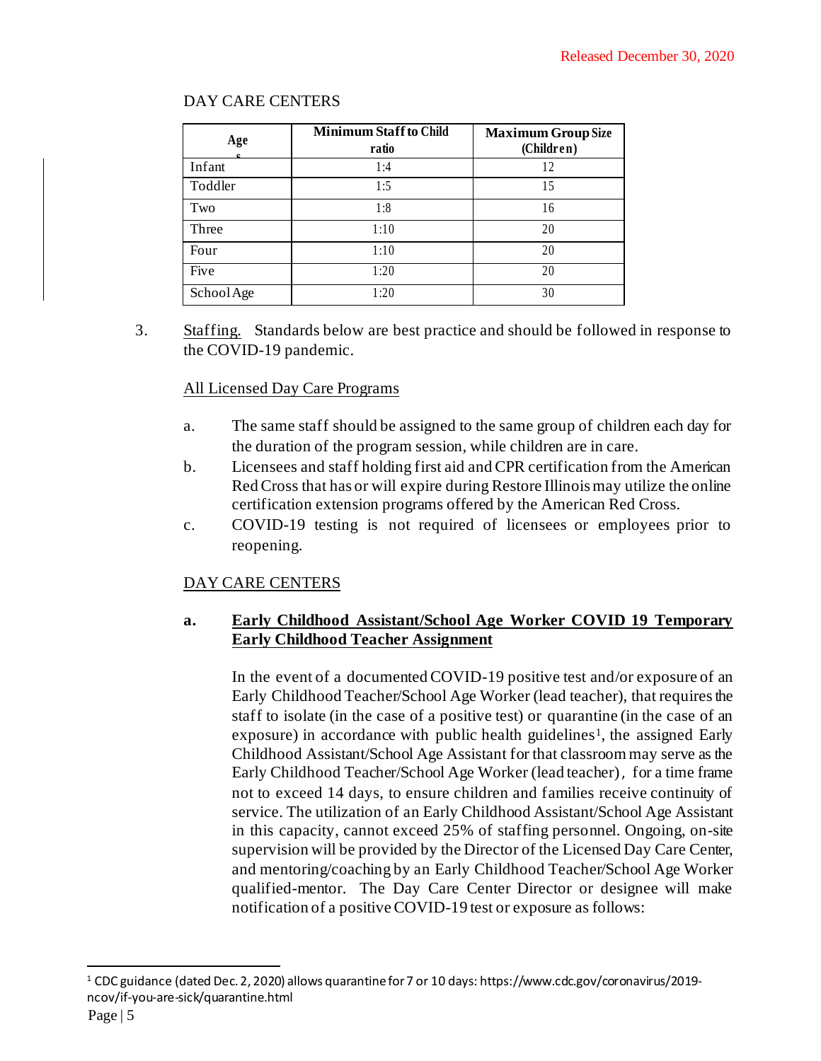DAY CARE CENTERS

| Ages | Minimum Staff to Child ratio | Maximum Group Size (Children) |
| --- | --- | --- |
| Infant | 1:4 | 12 |
| Toddler | 1:5 | 15 |
| Two | 1:8 | 16 |
| Three | 1:10 | 20 |
| Four | 1:10 | 20 |
| Five | 1:20 | 20 |
| School Age | 1:20 | 30 |

3. Staffing. Standards below are best practice and should be followed in response to the COVID-19 pandemic.

All Licensed Day Care Programs

a. The same staff should be assigned to the same group of children each day for the duration of the program session, while children are in care.
b. Licensees and staff holding first aid and CPR certification from the American Red Cross that has or will expire during Restore Illinois may utilize the online certification extension programs offered by the American Red Cross.
c. COVID-19 testing is not required of licensees or employees prior to reopening.

DAY CARE CENTERS

**a. Early Childhood Assistant/School Age Worker COVID 19 Temporary Early Childhood Teacher Assignment**

In the event of a documented COVID-19 positive test and/or exposure of an Early Childhood Teacher/School Age Worker (lead teacher), that requires the staff to isolate (in the case of a positive test) or quarantine (in the case of an exposure) in accordance with public health guidelines[1], the assigned Early Childhood Assistant/School Age Assistant for that classroom may serve as the Early Childhood Teacher/School Age Worker (lead teacher), for a time frame not to exceed 14 days, to ensure children and families receive continuity of service. The utilization of an Early Childhood Assistant/School Age Assistant in this capacity, cannot exceed 25% of staffing personnel. Ongoing, on-site supervision will be provided by the Director of the Licensed Day Care Center, and mentoring/coaching by an Early Childhood Teacher/School Age Worker qualified-mentor. The Day Care Center Director or designee will make notification of a positive COVID-19 test or exposure as follows:

[1] CDC guidance (dated Dec. 2, 2020) allows quarantine for 7 or 10 days: https://www.cdc.gov/coronavirus/2019-ncov/if-you-are-sick/quarantine.html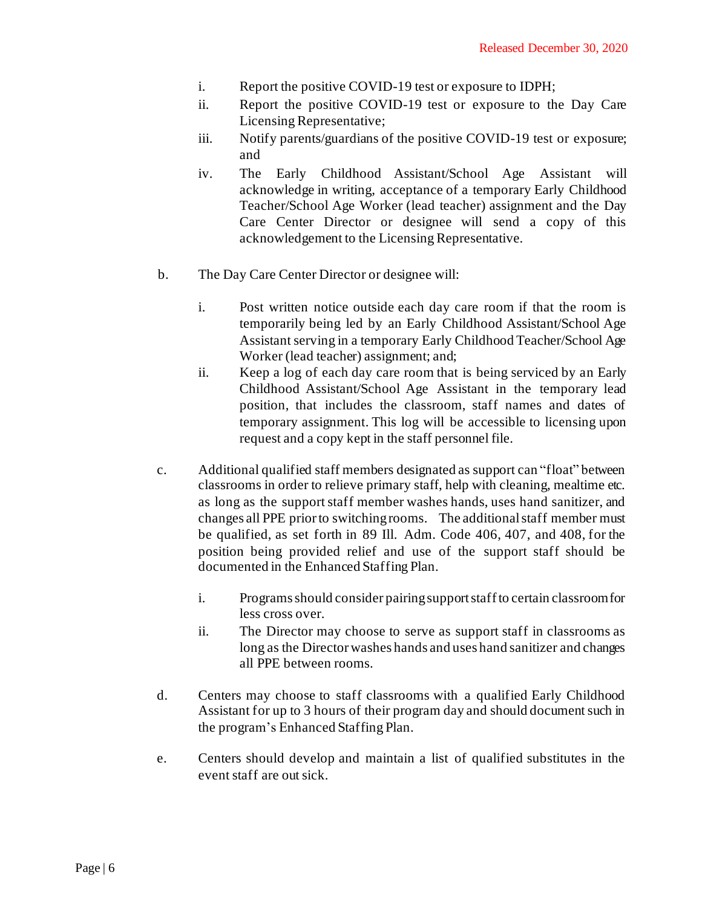i. Report the positive COVID-19 test or exposure to IDPH;
   ii. Report the positive COVID-19 test or exposure to the Day Care Licensing Representative;
   iii. Notify parents/guardians of the positive COVID-19 test or exposure; and
   iv. The Early Childhood Assistant/School Age Assistant will acknowledge in writing, acceptance of a temporary Early Childhood Teacher/School Age Worker (lead teacher) assignment and the Day Care Center Director or designee will send a copy of this acknowledgement to the Licensing Representative.

b. The Day Care Center Director or designee will:

   i. Post written notice outside each day care room if that the room is temporarily being led by an Early Childhood Assistant/School Age Assistant serving in a temporary Early Childhood Teacher/School Age Worker (lead teacher) assignment; and;
   ii. Keep a log of each day care room that is being serviced by an Early Childhood Assistant/School Age Assistant in the temporary lead position, that includes the classroom, staff names and dates of temporary assignment. This log will be accessible to licensing upon request and a copy kept in the staff personnel file.

c. Additional qualified staff members designated as support can "float" between classrooms in order to relieve primary staff, help with cleaning, mealtime etc. as long as the support staff member washes hands, uses hand sanitizer, and changes all PPE prior to switching rooms. The additional staff member must be qualified, as set forth in 89 Ill. Adm. Code 406, 407, and 408, for the position being provided relief and use of the support staff should be documented in the Enhanced Staffing Plan.

   i. Programs should consider pairing support staff to certain classroom for less cross over.
   ii. The Director may choose to serve as support staff in classrooms as long as the Director washes hands and uses hand sanitizer and changes all PPE between rooms.

d. Centers may choose to staff classrooms with a qualified Early Childhood Assistant for up to 3 hours of their program day and should document such in the program's Enhanced Staffing Plan.

e. Centers should develop and maintain a list of qualified substitutes in the event staff are out sick.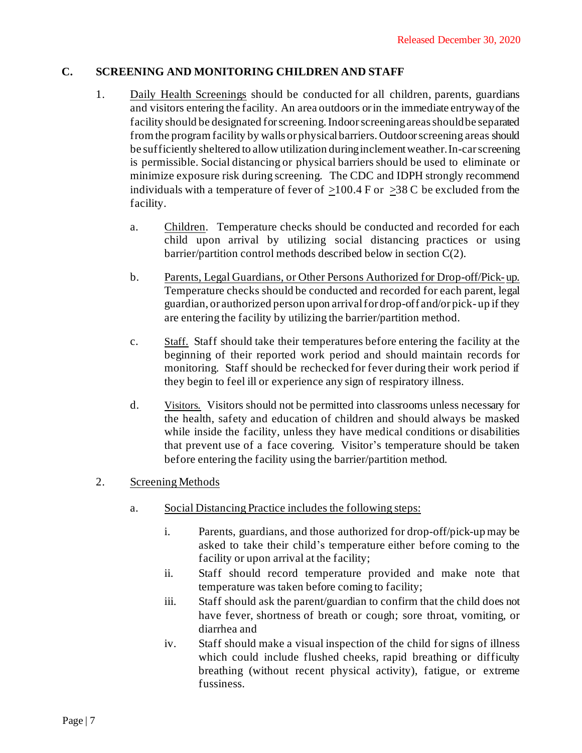Released December 30, 2020

## C. SCREENING AND MONITORING CHILDREN AND STAFF

1. Daily Health Screenings should be conducted for all children, parents, guardians and visitors entering the facility. An area outdoors or in the immediate entryway of the facility should be designated for screening. Indoor screening areas should be separated from the program facility by walls or physical barriers. Outdoor screening areas should be sufficiently sheltered to allow utilization during inclement weather. In-car screening is permissible. Social distancing or physical barriers should be used to eliminate or minimize exposure risk during screening. The CDC and IDPH strongly recommend individuals with a temperature of fever of $\geq$100.4 F or $\geq$38 C be excluded from the facility.

   a. Children. Temperature checks should be conducted and recorded for each child upon arrival by utilizing social distancing practices or using barrier/partition control methods described below in section C(2).

   b. Parents, Legal Guardians, or Other Persons Authorized for Drop-off/Pick-up. Temperature checks should be conducted and recorded for each parent, legal guardian, or authorized person upon arrival for drop-off and/or pick-up if they are entering the facility by utilizing the barrier/partition method.

   c. Staff. Staff should take their temperatures before entering the facility at the beginning of their reported work period and should maintain records for monitoring. Staff should be rechecked for fever during their work period if they begin to feel ill or experience any sign of respiratory illness.

   d. Visitors. Visitors should not be permitted into classrooms unless necessary for the health, safety and education of children and should always be masked while inside the facility, unless they have medical conditions or disabilities that prevent use of a face covering. Visitor's temperature should be taken before entering the facility using the barrier/partition method.

2. Screening Methods

   a. Social Distancing Practice includes the following steps:

      i. Parents, guardians, and those authorized for drop-off/pick-up may be asked to take their child's temperature either before coming to the facility or upon arrival at the facility;
      ii. Staff should record temperature provided and make note that temperature was taken before coming to facility;
      iii. Staff should ask the parent/guardian to confirm that the child does not have fever, shortness of breath or cough; sore throat, vomiting, or diarrhea and
      iv. Staff should make a visual inspection of the child for signs of illness which could include flushed cheeks, rapid breathing or difficulty breathing (without recent physical activity), fatigue, or extreme fussiness.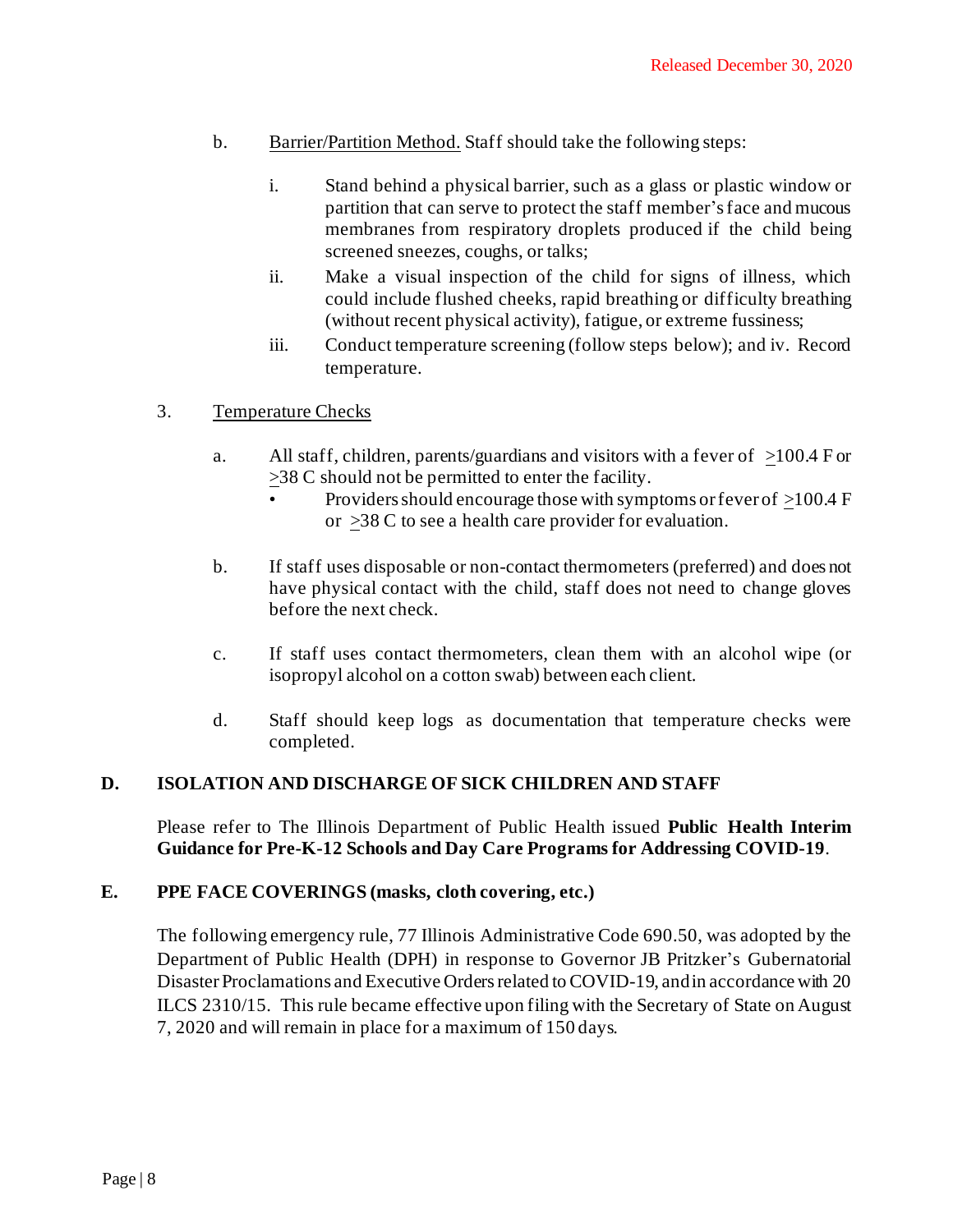b. Barrier/Partition Method. Staff should take the following steps:

   i. Stand behind a physical barrier, such as a glass or plastic window or partition that can serve to protect the staff member's face and mucous membranes from respiratory droplets produced if the child being screened sneezes, coughs, or talks;

   ii. Make a visual inspection of the child for signs of illness, which could include flushed cheeks, rapid breathing or difficulty breathing (without recent physical activity), fatigue, or extreme fussiness;

   iii. Conduct temperature screening (follow steps below); and iv. Record temperature.

3. Temperature Checks

   a. All staff, children, parents/guardians and visitors with a fever of ≥100.4 F or ≥38 C should not be permitted to enter the facility.
      - Providers should encourage those with symptoms or fever of ≥100.4 F or ≥38 C to see a health care provider for evaluation.

   b. If staff uses disposable or non-contact thermometers (preferred) and does not have physical contact with the child, staff does not need to change gloves before the next check.

   c. If staff uses contact thermometers, clean them with an alcohol wipe (or isopropyl alcohol on a cotton swab) between each client.

   d. Staff should keep logs as documentation that temperature checks were completed.

## D. ISOLATION AND DISCHARGE OF SICK CHILDREN AND STAFF

Please refer to The Illinois Department of Public Health issued **Public Health Interim Guidance for Pre-K-12 Schools and Day Care Programs for Addressing COVID-19**.

## E. PPE FACE COVERINGS (masks, cloth covering, etc.)

The following emergency rule, 77 Illinois Administrative Code 690.50, was adopted by the Department of Public Health (DPH) in response to Governor JB Pritzker's Gubernatorial Disaster Proclamations and Executive Orders related to COVID-19, and in accordance with 20 ILCS 2310/15. This rule became effective upon filing with the Secretary of State on August 7, 2020 and will remain in place for a maximum of 150 days.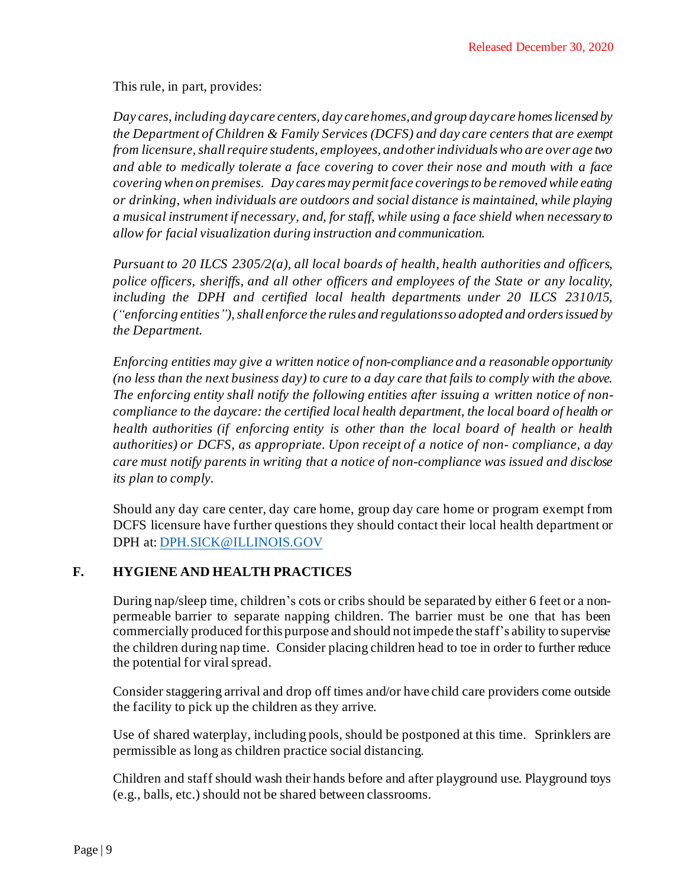This rule, in part, provides:

*Day cares, including day care centers, day care homes, and group day care homes licensed by the Department of Children & Family Services (DCFS) and day care centers that are exempt from licensure, shall require students, employees, and other individuals who are over age two and able to medically tolerate a face covering to cover their nose and mouth with a face covering when on premises. Day cares may permit face coverings to be removed while eating or drinking, when individuals are outdoors and social distance is maintained, while playing a musical instrument if necessary, and, for staff, while using a face shield when necessary to allow for facial visualization during instruction and communication.*

*Pursuant to 20 ILCS 2305/2(a), all local boards of health, health authorities and officers, police officers, sheriffs, and all other officers and employees of the State or any locality, including the DPH and certified local health departments under 20 ILCS 2310/15, ("enforcing entities"), shall enforce the rules and regulations so adopted and orders issued by the Department.*

*Enforcing entities may give a written notice of non-compliance and a reasonable opportunity (no less than the next business day) to cure to a day care that fails to comply with the above. The enforcing entity shall notify the following entities after issuing a written notice of non-compliance to the daycare: the certified local health department, the local board of health or health authorities (if enforcing entity is other than the local board of health or health authorities) or DCFS, as appropriate. Upon receipt of a notice of non- compliance, a day care must notify parents in writing that a notice of non-compliance was issued and disclose its plan to comply.*

Should any day care center, day care home, group day care home or program exempt from DCFS licensure have further questions they should contact their local health department or DPH at: DPH.SICK@ILLINOIS.GOV

## F. HYGIENE AND HEALTH PRACTICES

During nap/sleep time, children's cots or cribs should be separated by either 6 feet or a non-permeable barrier to separate napping children. The barrier must be one that has been commercially produced for this purpose and should not impede the staff's ability to supervise the children during nap time. Consider placing children head to toe in order to further reduce the potential for viral spread.

Consider staggering arrival and drop off times and/or have child care providers come outside the facility to pick up the children as they arrive.

Use of shared waterplay, including pools, should be postponed at this time. Sprinklers are permissible as long as children practice social distancing.

Children and staff should wash their hands before and after playground use. Playground toys (e.g., balls, etc.) should not be shared between classrooms.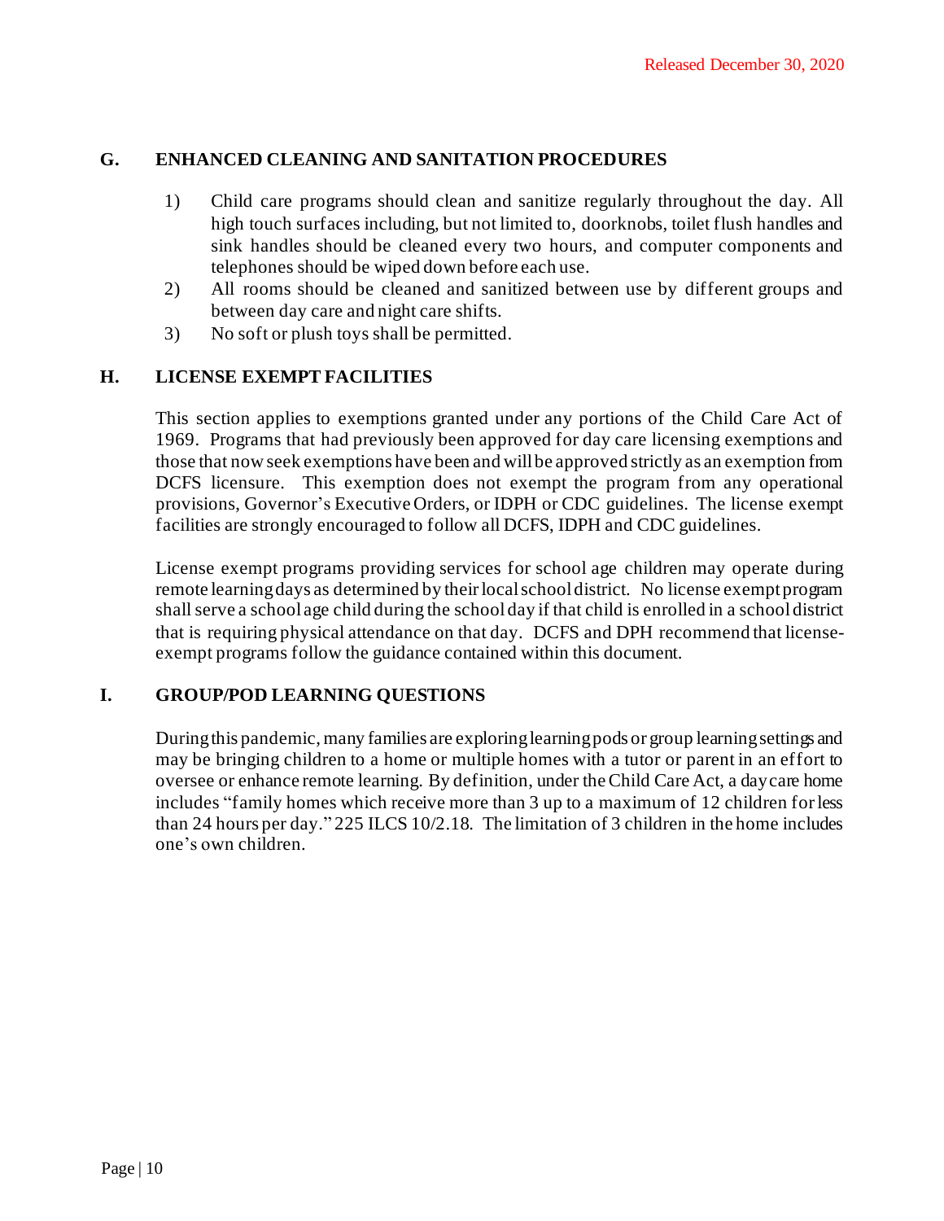## G. ENHANCED CLEANING AND SANITATION PROCEDURES

1) Child care programs should clean and sanitize regularly throughout the day. All high touch surfaces including, but not limited to, doorknobs, toilet flush handles and sink handles should be cleaned every two hours, and computer components and telephones should be wiped down before each use.
2) All rooms should be cleaned and sanitized between use by different groups and between day care and night care shifts.
3) No soft or plush toys shall be permitted.

## H. LICENSE EXEMPT FACILITIES

This section applies to exemptions granted under any portions of the Child Care Act of 1969. Programs that had previously been approved for day care licensing exemptions and those that now seek exemptions have been and will be approved strictly as an exemption from DCFS licensure. This exemption does not exempt the program from any operational provisions, Governor's Executive Orders, or IDPH or CDC guidelines. The license exempt facilities are strongly encouraged to follow all DCFS, IDPH and CDC guidelines.

License exempt programs providing services for school age children may operate during remote learning days as determined by their local school district. No license exempt program shall serve a school age child during the school day if that child is enrolled in a school district that is requiring physical attendance on that day. DCFS and DPH recommend that license-exempt programs follow the guidance contained within this document.

## I. GROUP/POD LEARNING QUESTIONS

During this pandemic, many families are exploring learning pods or group learning settings and may be bringing children to a home or multiple homes with a tutor or parent in an effort to oversee or enhance remote learning. By definition, under the Child Care Act, a day care home includes "family homes which receive more than 3 up to a maximum of 12 children for less than 24 hours per day." 225 ILCS 10/2.18. The limitation of 3 children in the home includes one's own children.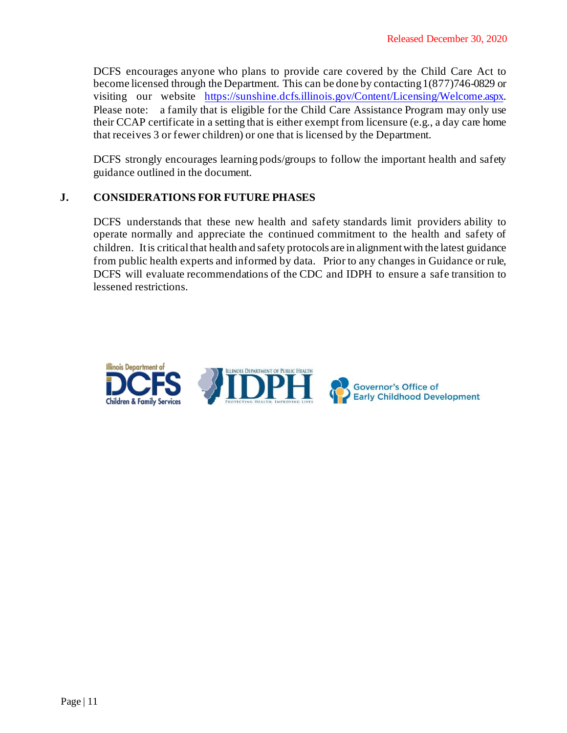Released December 30, 2020

DCFS encourages anyone who plans to provide care covered by the Child Care Act to become licensed through the Department. This can be done by contacting 1(877)746-0829 or visiting our website https://sunshine.dcfs.illinois.gov/Content/Licensing/Welcome.aspx. Please note: a family that is eligible for the Child Care Assistance Program may only use their CCAP certificate in a setting that is either exempt from licensure (e.g., a day care home that receives 3 or fewer children) or one that is licensed by the Department.

DCFS strongly encourages learning pods/groups to follow the important health and safety guidance outlined in the document.

## J. CONSIDERATIONS FOR FUTURE PHASES

DCFS understands that these new health and safety standards limit providers ability to operate normally and appreciate the continued commitment to the health and safety of children. It is critical that health and safety protocols are in alignment with the latest guidance from public health experts and informed by data. Prior to any changes in Guidance or rule, DCFS will evaluate recommendations of the CDC and IDPH to ensure a safe transition to lessened restrictions.

Illinois Department of DCFS Children & Family Services

Illinois Department of Public Health IDPH Protecting Health, Improving Lives

Governor's Office of Early Childhood Development